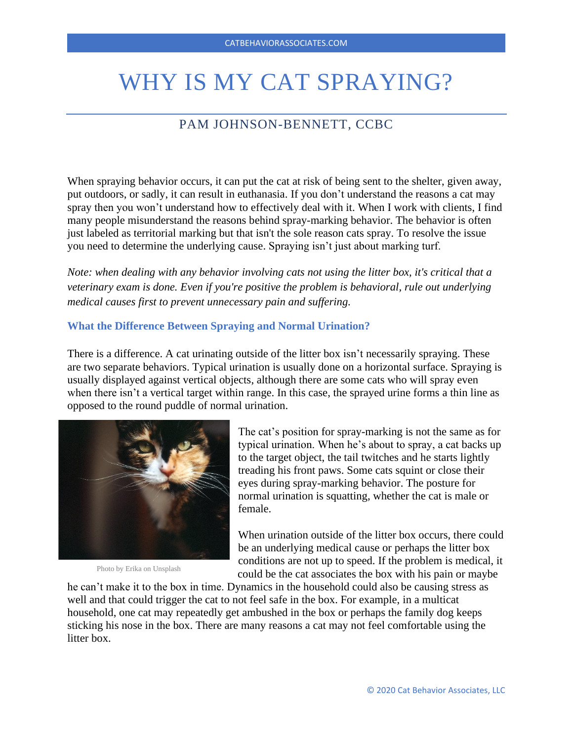# WHY IS MY CAT SPRAYING?

## PAM JOHNSON-BENNETT, CCBC

When spraying behavior occurs, it can put the cat at risk of being sent to the shelter, given away, put outdoors, or sadly, it can result in euthanasia. If you don't understand the reasons a cat may spray then you won't understand how to effectively deal with it. When I work with clients, I find many people misunderstand the reasons behind spray-marking behavior. The behavior is often just labeled as territorial marking but that isn't the sole reason cats spray. To resolve the issue you need to determine the underlying cause. Spraying isn't just about marking turf.

*Note: when dealing with any behavior involving cats not using the litter box, it's critical that a veterinary exam is done. Even if you're positive the problem is behavioral, rule out underlying medical causes first to prevent unnecessary pain and suffering.*

### What the Difference Between Spraying and Normal Urination?

There is a difference. A cat urinating outside of the litter box isn't necessarily spraying. These are two separate behaviors. Typical urination is usually done on a horizontal surface. Spraying is usually displayed against vertical objects, although there are some cats who will spray even when there isn't a vertical target within range. In this case, the sprayed urine forms a thin line as opposed to the round puddle of normal urination.

Photo by Erika on Unsplash

The cat's position for spray-marking is not the same as for typical urination. When he's about to spray, a cat backs up to the target object, the tail twitches and he starts lightly treading his front paws. Some cats squint or close their eyes during spray-marking behavior. The posture for normal urination is squatting, whether the cat is male or female.

When urination outside of the litter box occurs, there could be an underlying medical cause or perhaps the litter box conditions are not up to speed. If the problem is medical, it could be the cat associates the box with his pain or maybe he can't make it to the box in time. Dynamics in the household could also be causing stress as well and that could trigger the cat to not feel safe in the box. For example, in a multicat household, one cat may repeatedly get ambushed in the box or perhaps the family dog keeps sticking his nose in the box. There are many reasons a cat may not feel comfortable using the litter box.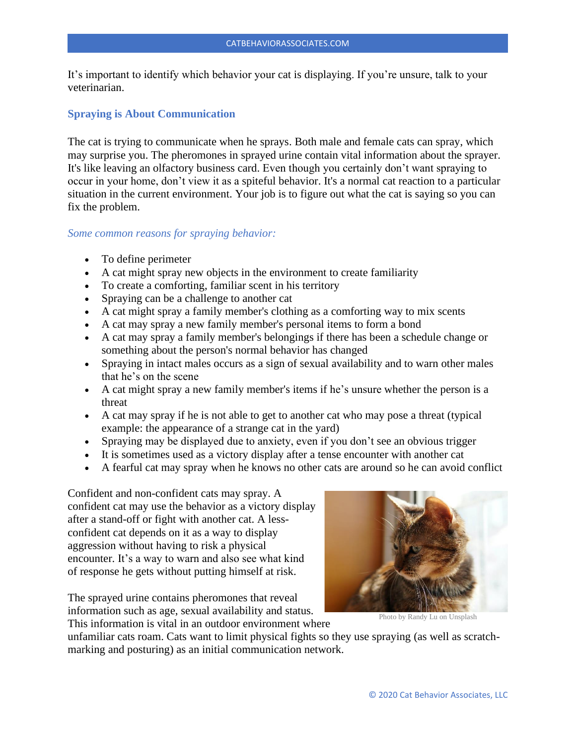It's important to identify which behavior your cat is displaying. If you're unsure, talk to your veterinarian.

## Spraying is About Communication

The cat is trying to communicate when he sprays. Both male and female cats can spray, which may surprise you. The pheromones in sprayed urine contain vital information about the sprayer. It's like leaving an olfactory business card. Even though you certainly don't want spraying to occur in your home, don't view it as a spiteful behavior. It's a normal cat reaction to a particular situation in the current environment. Your job is to figure out what the cat is saying so you can fix the problem.

### *Some common reasons for spraying behavior:*

- To define perimeter
- A cat might spray new objects in the environment to create familiarity
- To create a comforting, familiar scent in his territory
- Spraying can be a challenge to another cat
- A cat might spray a family member's clothing as a comforting way to mix scents
- A cat may spray a new family member's personal items to form a bond
- A cat may spray a family member's belongings if there has been a schedule change or something about the person's normal behavior has changed
- Spraying in intact males occurs as a sign of sexual availability and to warn other males that he's on the scene
- A cat might spray a new family member's items if he's unsure whether the person is a threat
- A cat may spray if he is not able to get to another cat who may pose a threat (typical example: the appearance of a strange cat in the yard)
- Spraying may be displayed due to anxiety, even if you don't see an obvious trigger
- It is sometimes used as a victory display after a tense encounter with another cat
- A fearful cat may spray when he knows no other cats are around so he can avoid conflict

Confident and non-confident cats may spray. A confident cat may use the behavior as a victory display after a stand-off or fight with another cat. A less-confident cat depends on it as a way to display aggression without having to risk a physical encounter. It's a way to warn and also see what kind of response he gets without putting himself at risk.

Photo by Randy Lu on Unsplash

The sprayed urine contains pheromones that reveal information such as age, sexual availability and status. This information is vital in an outdoor environment where unfamiliar cats roam. Cats want to limit physical fights so they use spraying (as well as scratch-marking and posturing) as an initial communication network.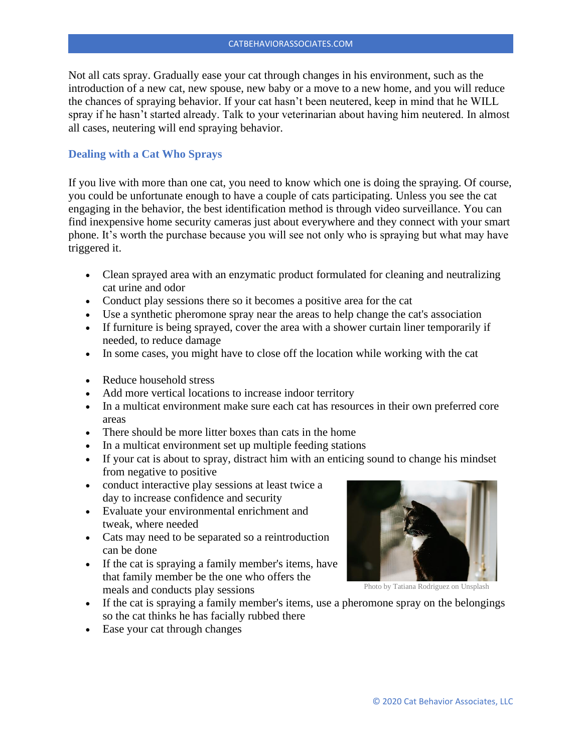Not all cats spray. Gradually ease your cat through changes in his environment, such as the introduction of a new cat, new spouse, new baby or a move to a new home, and you will reduce the chances of spraying behavior. If your cat hasn't been neutered, keep in mind that he WILL spray if he hasn't started already. Talk to your veterinarian about having him neutered. In almost all cases, neutering will end spraying behavior.

## Dealing with a Cat Who Sprays

If you live with more than one cat, you need to know which one is doing the spraying. Of course, you could be unfortunate enough to have a couple of cats participating. Unless you see the cat engaging in the behavior, the best identification method is through video surveillance. You can find inexpensive home security cameras just about everywhere and they connect with your smart phone. It's worth the purchase because you will see not only who is spraying but what may have triggered it.

- Clean sprayed area with an enzymatic product formulated for cleaning and neutralizing cat urine and odor
- Conduct play sessions there so it becomes a positive area for the cat
- Use a synthetic pheromone spray near the areas to help change the cat's association
- If furniture is being sprayed, cover the area with a shower curtain liner temporarily if needed, to reduce damage
- In some cases, you might have to close off the location while working with the cat

- Reduce household stress
- Add more vertical locations to increase indoor territory
- In a multicat environment make sure each cat has resources in their own preferred core areas
- There should be more litter boxes than cats in the home
- In a multicat environment set up multiple feeding stations
- If your cat is about to spray, distract him with an enticing sound to change his mindset from negative to positive
- conduct interactive play sessions at least twice a day to increase confidence and security
- Evaluate your environmental enrichment and tweak, where needed
- Cats may need to be separated so a reintroduction can be done
- If the cat is spraying a family member's items, have that family member be the one who offers the meals and conducts play sessions
- If the cat is spraying a family member's items, use a pheromone spray on the belongings so the cat thinks he has facially rubbed there
- Ease your cat through changes

Photo by Tatiana Rodriguez on Unsplash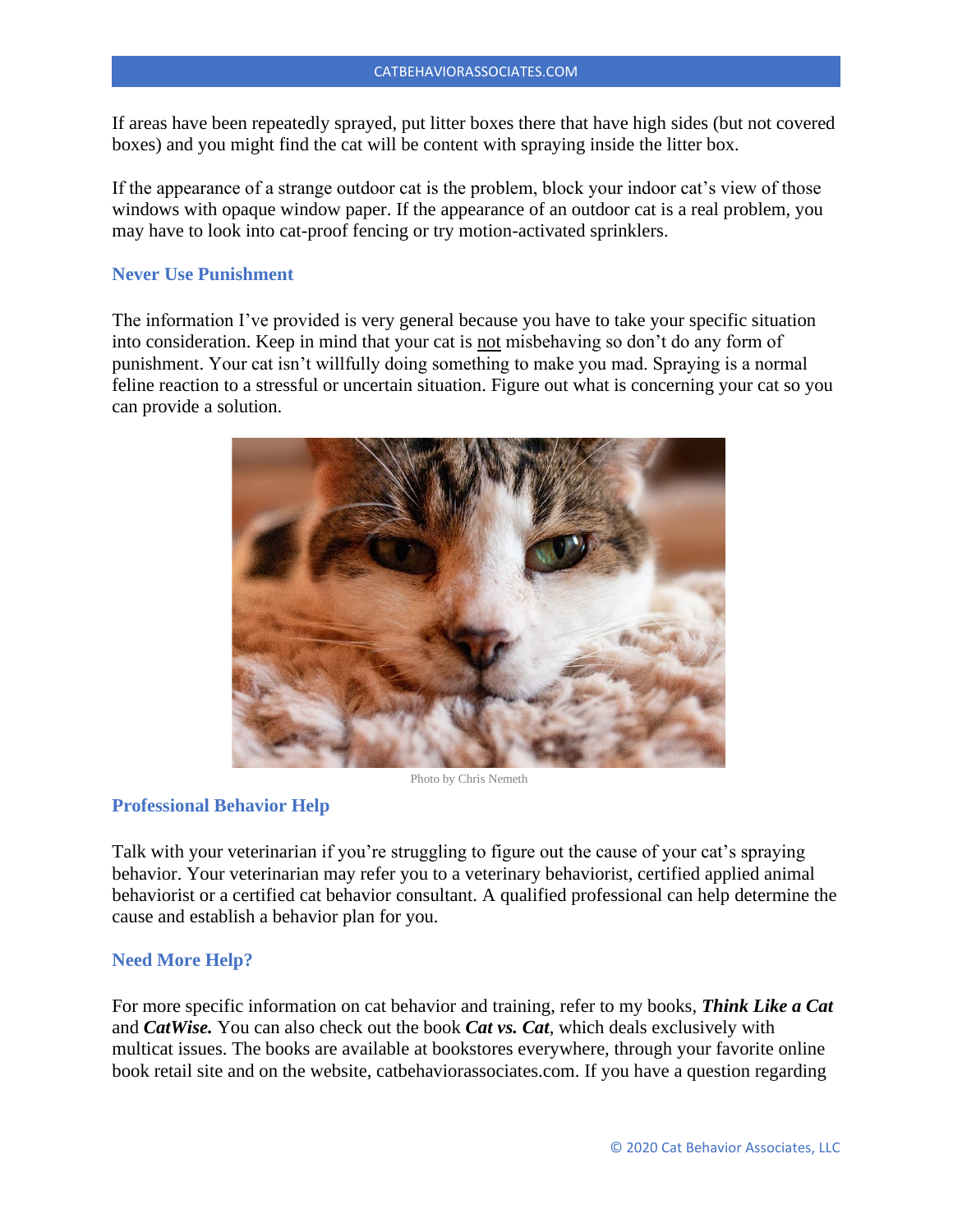If areas have been repeatedly sprayed, put litter boxes there that have high sides (but not covered boxes) and you might find the cat will be content with spraying inside the litter box.

If the appearance of a strange outdoor cat is the problem, block your indoor cat's view of those windows with opaque window paper. If the appearance of an outdoor cat is a real problem, you may have to look into cat-proof fencing or try motion-activated sprinklers.

## Never Use Punishment

The information I've provided is very general because you have to take your specific situation into consideration. Keep in mind that your cat is not misbehaving so don't do any form of punishment. Your cat isn't willfully doing something to make you mad. Spraying is a normal feline reaction to a stressful or uncertain situation. Figure out what is concerning your cat so you can provide a solution.

Photo by Chris Nemeth

## Professional Behavior Help

Talk with your veterinarian if you're struggling to figure out the cause of your cat's spraying behavior. Your veterinarian may refer you to a veterinary behaviorist, certified applied animal behaviorist or a certified cat behavior consultant. A qualified professional can help determine the cause and establish a behavior plan for you.

## Need More Help?

For more specific information on cat behavior and training, refer to my books, ***Think Like a Cat*** and ***CatWise.*** You can also check out the book ***Cat vs. Cat***, which deals exclusively with multicat issues. The books are available at bookstores everywhere, through your favorite online book retail site and on the website, catbehaviorassociates.com. If you have a question regarding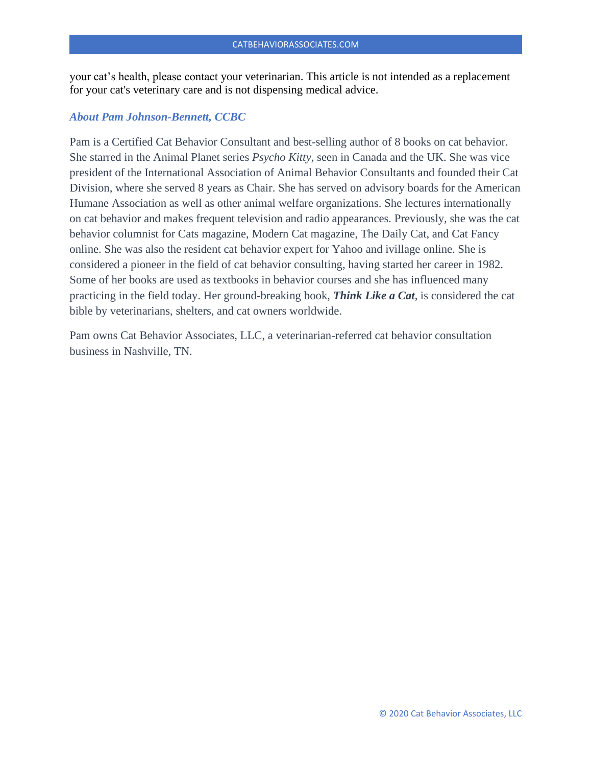your cat's health, please contact your veterinarian. This article is not intended as a replacement for your cat's veterinary care and is not dispensing medical advice.

### *About Pam Johnson-Bennett, CCBC*

Pam is a Certified Cat Behavior Consultant and best-selling author of 8 books on cat behavior. She starred in the Animal Planet series *Psycho Kitty*, seen in Canada and the UK. She was vice president of the International Association of Animal Behavior Consultants and founded their Cat Division, where she served 8 years as Chair. She has served on advisory boards for the American Humane Association as well as other animal welfare organizations. She lectures internationally on cat behavior and makes frequent television and radio appearances. Previously, she was the cat behavior columnist for Cats magazine, Modern Cat magazine, The Daily Cat, and Cat Fancy online. She was also the resident cat behavior expert for Yahoo and ivillage online. She is considered a pioneer in the field of cat behavior consulting, having started her career in 1982. Some of her books are used as textbooks in behavior courses and she has influenced many practicing in the field today. Her ground-breaking book, ***Think Like a Cat***, is considered the cat bible by veterinarians, shelters, and cat owners worldwide.

Pam owns Cat Behavior Associates, LLC, a veterinarian-referred cat behavior consultation business in Nashville, TN.